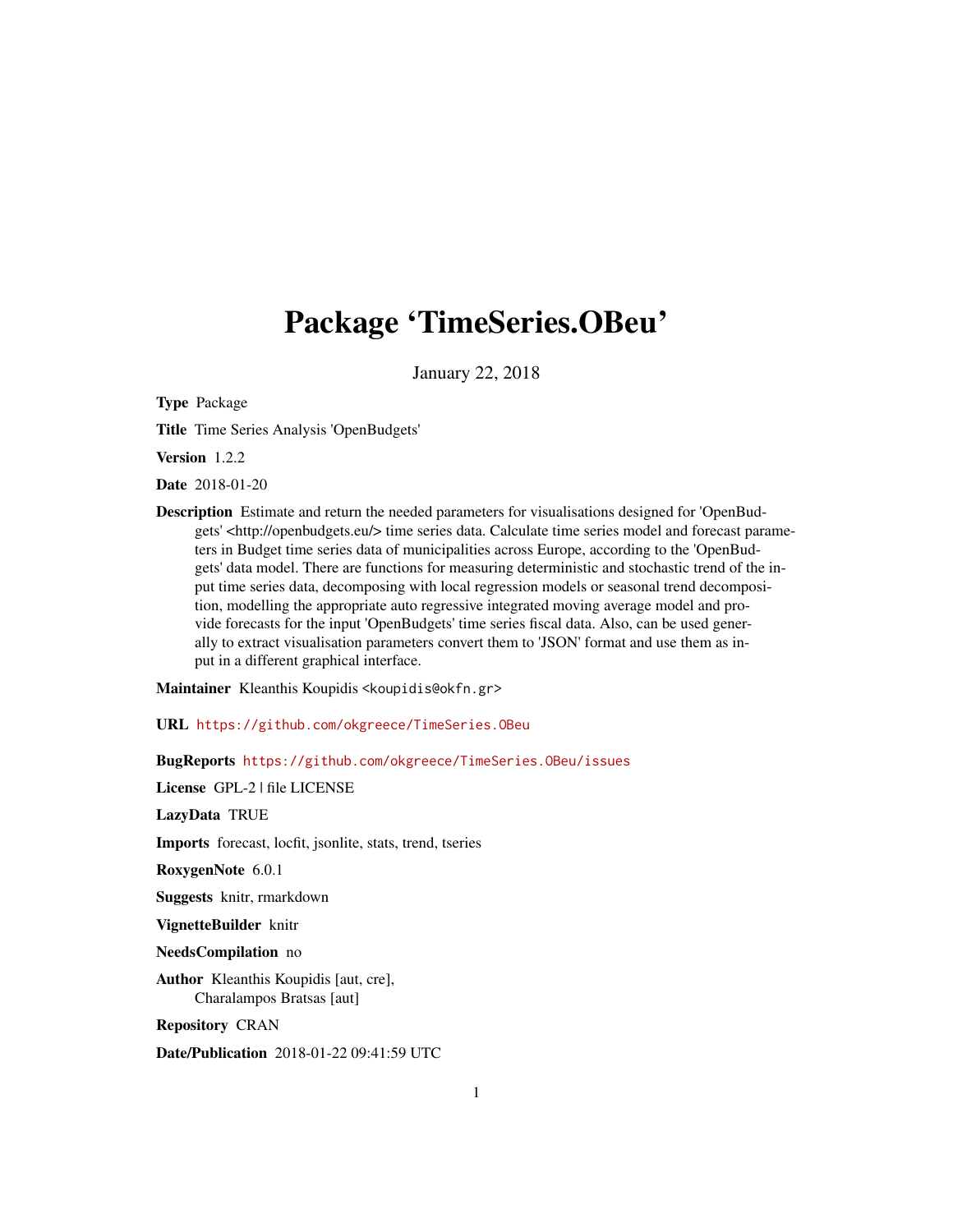# Package 'TimeSeries.OBeu'

January 22, 2018

**Type** Package

**Title** Time Series Analysis 'OpenBudgets'

**Version** 1.2.2

**Date** 2018-01-20

**Description** Estimate and return the needed parameters for visualisations designed for 'OpenBudgets' <http://openbudgets.eu/> time series data. Calculate time series model and forecast parameters in Budget time series data of municipalities across Europe, according to the 'OpenBudgets' data model. There are functions for measuring deterministic and stochastic trend of the input time series data, decomposing with local regression models or seasonal trend decomposition, modelling the appropriate auto regressive integrated moving average model and provide forecasts for the input 'OpenBudgets' time series fiscal data. Also, can be used generally to extract visualisation parameters convert them to 'JSON' format and use them as input in a different graphical interface.

**Maintainer** Kleanthis Koupidis <koupidis@okfn.gr>

**URL** https://github.com/okgreece/TimeSeries.OBeu

**BugReports** https://github.com/okgreece/TimeSeries.OBeu/issues

**License** GPL-2 | file LICENSE

**LazyData** TRUE

**Imports** forecast, locfit, jsonlite, stats, trend, tseries

**RoxygenNote** 6.0.1

**Suggests** knitr, rmarkdown

**VignetteBuilder** knitr

**NeedsCompilation** no

**Author** Kleanthis Koupidis [aut, cre],
Charalampos Bratsas [aut]

**Repository** CRAN

**Date/Publication** 2018-01-22 09:41:59 UTC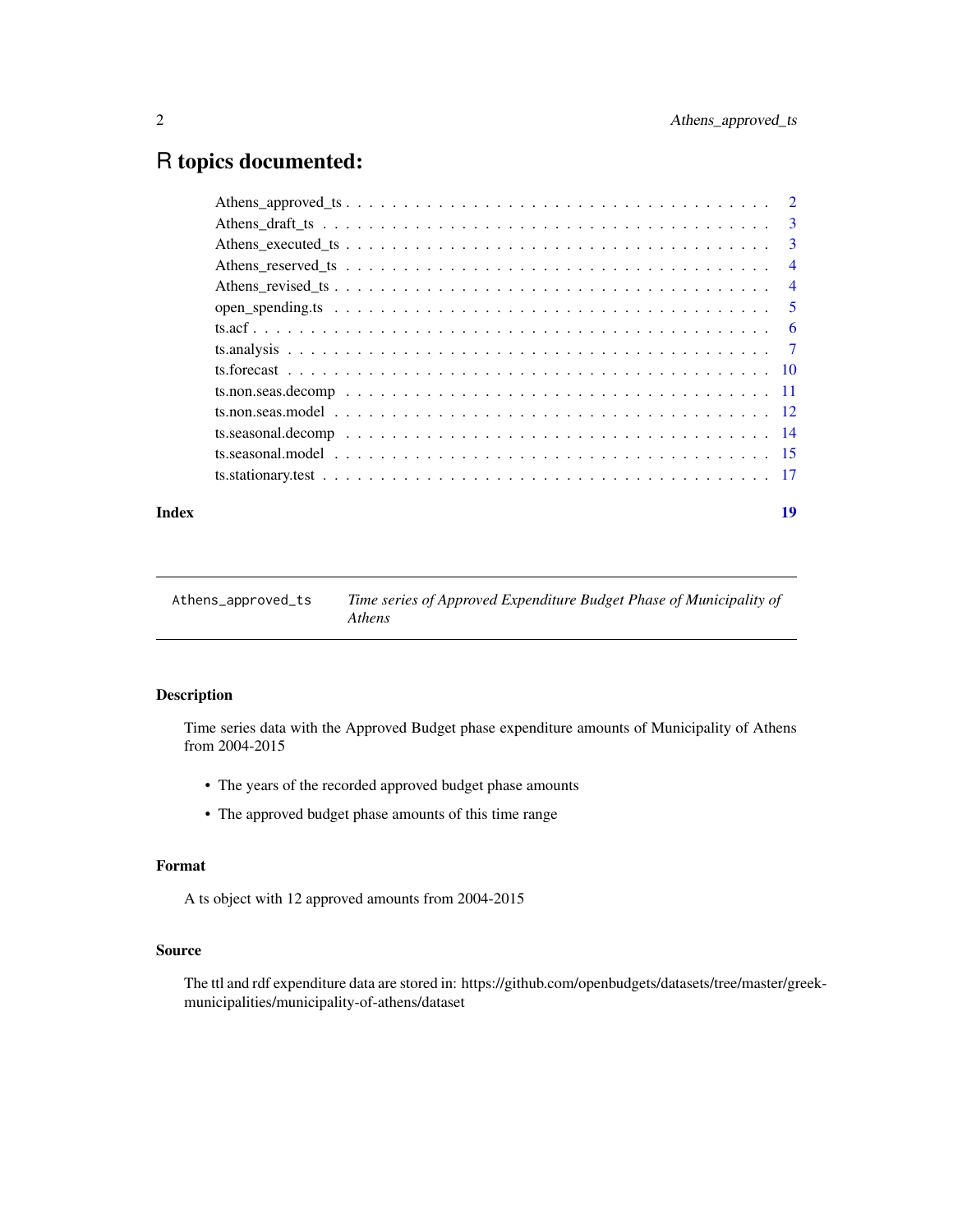# R topics documented:

| | |
|---|---|
| Athens_approved_ts | 2 |
| Athens_draft_ts | 3 |
| Athens_executed_ts | 3 |
| Athens_reserved_ts | 4 |
| Athens_revised_ts | 4 |
| open_spending.ts | 5 |
| ts.acf | 6 |
| ts.analysis | 7 |
| ts.forecast | 10 |
| ts.non.seas.decomp | 11 |
| ts.non.seas.model | 12 |
| ts.seasonal.decomp | 14 |
| ts.seasonal.model | 15 |
| ts.stationary.test | 17 |
| **Index** | **19** |

---

`Athens_approved_ts` *Time series of Approved Expenditure Budget Phase of Municipality of Athens*

---

### Description

Time series data with the Approved Budget phase expenditure amounts of Municipality of Athens from 2004-2015

- The years of the recorded approved budget phase amounts
- The approved budget phase amounts of this time range

### Format

A ts object with 12 approved amounts from 2004-2015

### Source

The ttl and rdf expenditure data are stored in: https://github.com/openbudgets/datasets/tree/master/greek-municipalities/municipality-of-athens/dataset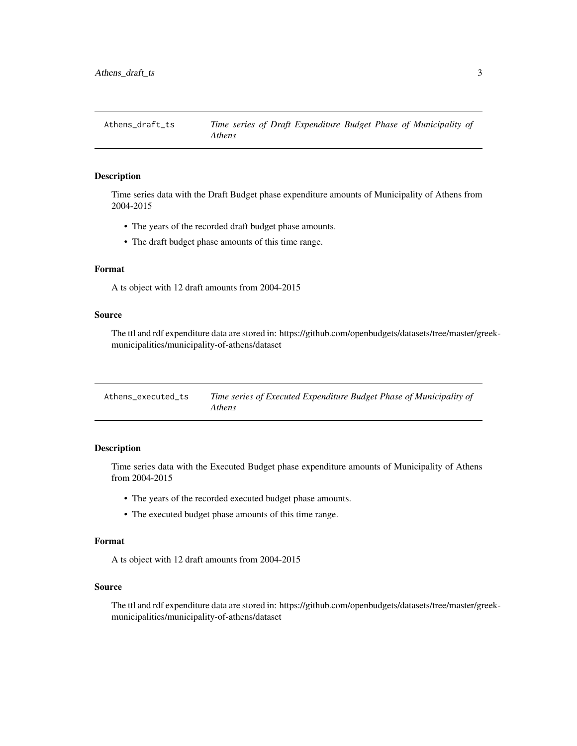## Athens_draft_ts — *Time series of Draft Expenditure Budget Phase of Municipality of Athens*

### Description

Time series data with the Draft Budget phase expenditure amounts of Municipality of Athens from 2004-2015

- The years of the recorded draft budget phase amounts.
- The draft budget phase amounts of this time range.

### Format

A ts object with 12 draft amounts from 2004-2015

### Source

The ttl and rdf expenditure data are stored in: https://github.com/openbudgets/datasets/tree/master/greek-municipalities/municipality-of-athens/dataset

## Athens_executed_ts — *Time series of Executed Expenditure Budget Phase of Municipality of Athens*

### Description

Time series data with the Executed Budget phase expenditure amounts of Municipality of Athens from 2004-2015

- The years of the recorded executed budget phase amounts.
- The executed budget phase amounts of this time range.

### Format

A ts object with 12 draft amounts from 2004-2015

### Source

The ttl and rdf expenditure data are stored in: https://github.com/openbudgets/datasets/tree/master/greek-municipalities/municipality-of-athens/dataset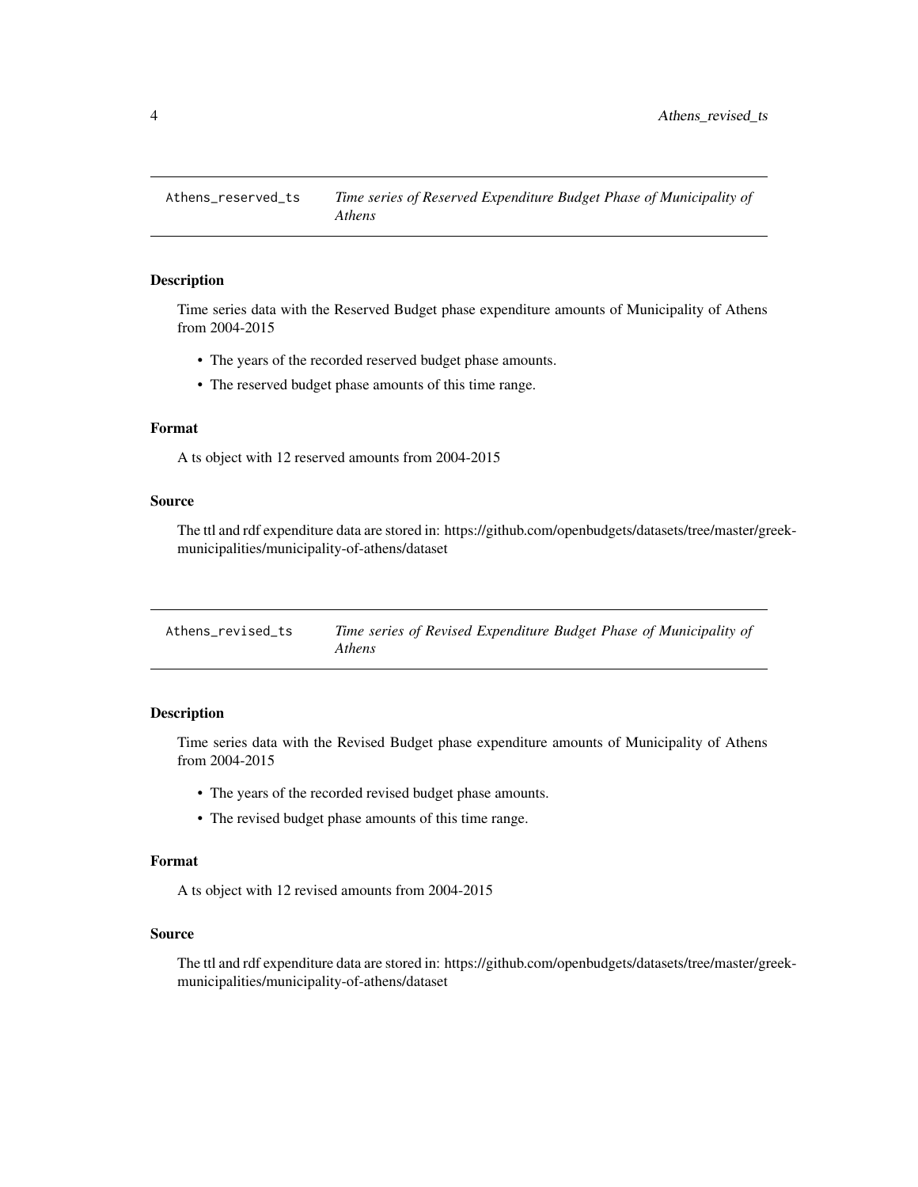## Athens_reserved_ts *Time series of Reserved Expenditure Budget Phase of Municipality of Athens*

### Description

Time series data with the Reserved Budget phase expenditure amounts of Municipality of Athens from 2004-2015

- The years of the recorded reserved budget phase amounts.
- The reserved budget phase amounts of this time range.

### Format

A ts object with 12 reserved amounts from 2004-2015

### Source

The ttl and rdf expenditure data are stored in: https://github.com/openbudgets/datasets/tree/master/greek-municipalities/municipality-of-athens/dataset

## Athens_revised_ts *Time series of Revised Expenditure Budget Phase of Municipality of Athens*

### Description

Time series data with the Revised Budget phase expenditure amounts of Municipality of Athens from 2004-2015

- The years of the recorded revised budget phase amounts.
- The revised budget phase amounts of this time range.

### Format

A ts object with 12 revised amounts from 2004-2015

### Source

The ttl and rdf expenditure data are stored in: https://github.com/openbudgets/datasets/tree/master/greek-municipalities/municipality-of-athens/dataset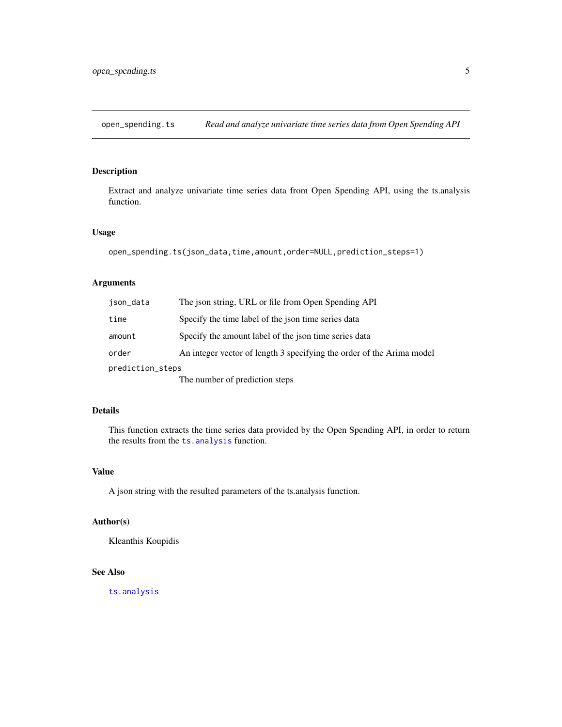## open_spending.ts — *Read and analyze univariate time series data from Open Spending API*

### Description

Extract and analyze univariate time series data from Open Spending API, using the ts.analysis function.

### Usage

```
open_spending.ts(json_data,time,amount,order=NULL,prediction_steps=1)
```

### Arguments

| | |
|---|---|
| `json_data` | The json string, URL or file from Open Spending API |
| `time` | Specify the time label of the json time series data |
| `amount` | Specify the amount label of the json time series data |
| `order` | An integer vector of length 3 specifying the order of the Arima model |
| `prediction_steps` | The number of prediction steps |

### Details

This function extracts the time series data provided by the Open Spending API, in order to return the results from the `ts.analysis` function.

### Value

A json string with the resulted parameters of the ts.analysis function.

### Author(s)

Kleanthis Koupidis

### See Also

`ts.analysis`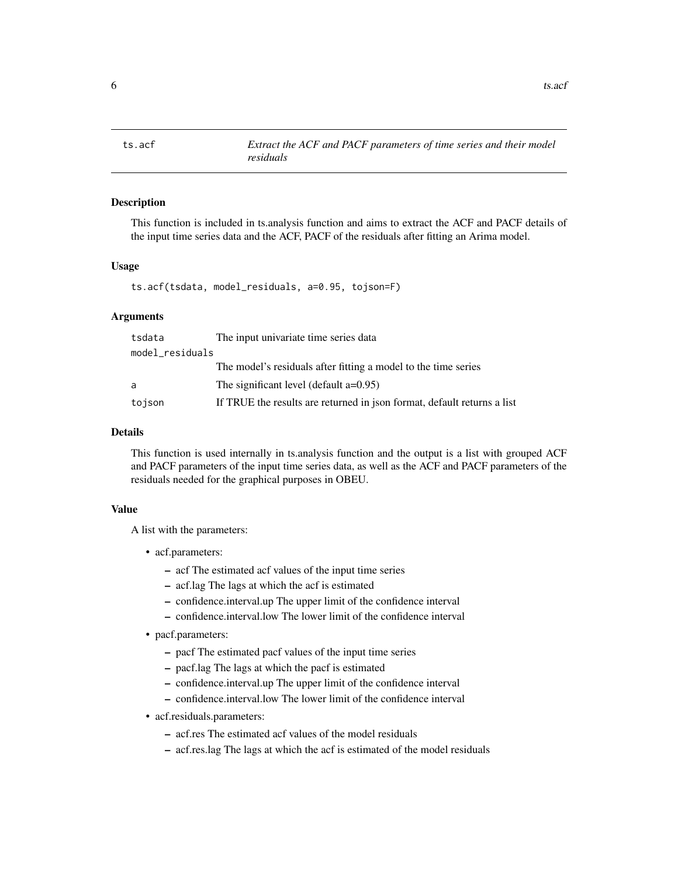## ts.acf — *Extract the ACF and PACF parameters of time series and their model residuals*

### Description

This function is included in ts.analysis function and aims to extract the ACF and PACF details of the input time series data and the ACF, PACF of the residuals after fitting an Arima model.

### Usage

```
ts.acf(tsdata, model_residuals, a=0.95, tojson=F)
```

### Arguments

| | |
|---|---|
| `tsdata` | The input univariate time series data |
| `model_residuals` | The model's residuals after fitting a model to the time series |
| `a` | The significant level (default a=0.95) |
| `tojson` | If TRUE the results are returned in json format, default returns a list |

### Details

This function is used internally in ts.analysis function and the output is a list with grouped ACF and PACF parameters of the input time series data, as well as the ACF and PACF parameters of the residuals needed for the graphical purposes in OBEU.

### Value

A list with the parameters:

- acf.parameters:
  - acf The estimated acf values of the input time series
  - acf.lag The lags at which the acf is estimated
  - confidence.interval.up The upper limit of the confidence interval
  - confidence.interval.low The lower limit of the confidence interval
- pacf.parameters:
  - pacf The estimated pacf values of the input time series
  - pacf.lag The lags at which the pacf is estimated
  - confidence.interval.up The upper limit of the confidence interval
  - confidence.interval.low The lower limit of the confidence interval
- acf.residuals.parameters:
  - acf.res The estimated acf values of the model residuals
  - acf.res.lag The lags at which the acf is estimated of the model residuals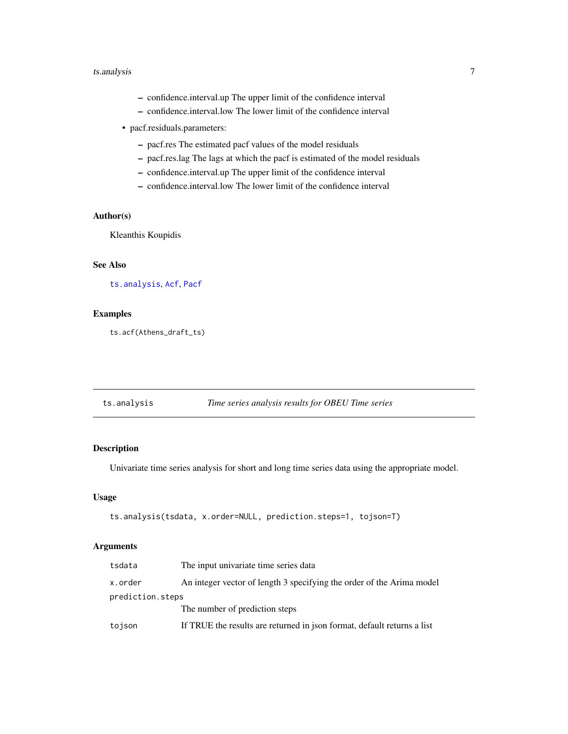- confidence.interval.up The upper limit of the confidence interval
  - confidence.interval.low The lower limit of the confidence interval
- pacf.residuals.parameters:
  - pacf.res The estimated pacf values of the model residuals
  - pacf.res.lag The lags at which the pacf is estimated of the model residuals
  - confidence.interval.up The upper limit of the confidence interval
  - confidence.interval.low The lower limit of the confidence interval

### Author(s)

Kleanthis Koupidis

### See Also

`ts.analysis`, `Acf`, `Pacf`

### Examples

```
ts.acf(Athens_draft_ts)
```

---

## ts.analysis — *Time series analysis results for OBEU Time series*

---

### Description

Univariate time series analysis for short and long time series data using the appropriate model.

### Usage

```
ts.analysis(tsdata, x.order=NULL, prediction.steps=1, tojson=T)
```

### Arguments

| | |
|---|---|
| `tsdata` | The input univariate time series data |
| `x.order` | An integer vector of length 3 specifying the order of the Arima model |
| `prediction.steps` | The number of prediction steps |
| `tojson` | If TRUE the results are returned in json format, default returns a list |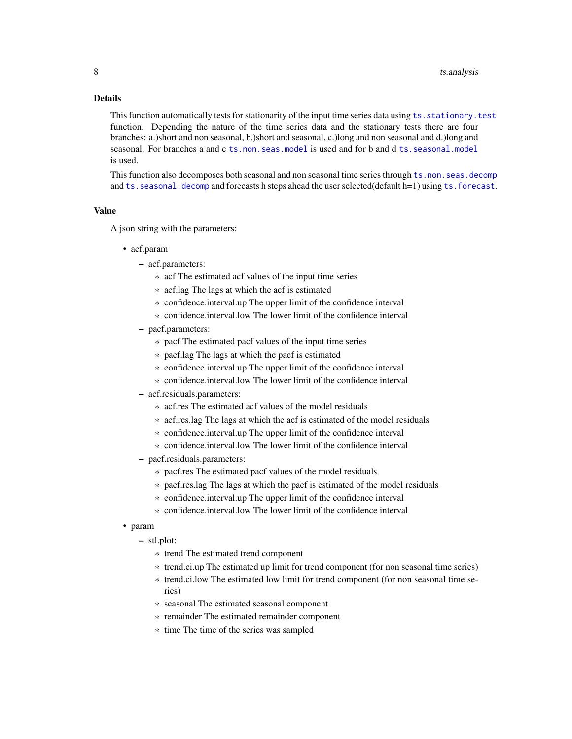## Details

This function automatically tests for stationarity of the input time series data using `ts.stationary.test` function. Depending the nature of the time series data and the stationary tests there are four branches: a.)short and non seasonal, b.)short and seasonal, c.)long and non seasonal and d.)long and seasonal. For branches a and c `ts.non.seas.model` is used and for b and d `ts.seasonal.model` is used.

This function also decomposes both seasonal and non seasonal time series through `ts.non.seas.decomp` and `ts.seasonal.decomp` and forecasts h steps ahead the user selected(default h=1) using `ts.forecast`.

## Value

A json string with the parameters:

- acf.param
  - acf.parameters:
    - acf The estimated acf values of the input time series
    - acf.lag The lags at which the acf is estimated
    - confidence.interval.up The upper limit of the confidence interval
    - confidence.interval.low The lower limit of the confidence interval
  - pacf.parameters:
    - pacf The estimated pacf values of the input time series
    - pacf.lag The lags at which the pacf is estimated
    - confidence.interval.up The upper limit of the confidence interval
    - confidence.interval.low The lower limit of the confidence interval
  - acf.residuals.parameters:
    - acf.res The estimated acf values of the model residuals
    - acf.res.lag The lags at which the acf is estimated of the model residuals
    - confidence.interval.up The upper limit of the confidence interval
    - confidence.interval.low The lower limit of the confidence interval
  - pacf.residuals.parameters:
    - pacf.res The estimated pacf values of the model residuals
    - pacf.res.lag The lags at which the pacf is estimated of the model residuals
    - confidence.interval.up The upper limit of the confidence interval
    - confidence.interval.low The lower limit of the confidence interval
- param
  - stl.plot:
    - trend The estimated trend component
    - trend.ci.up The estimated up limit for trend component (for non seasonal time series)
    - trend.ci.low The estimated low limit for trend component (for non seasonal time series)
    - seasonal The estimated seasonal component
    - remainder The estimated remainder component
    - time The time of the series was sampled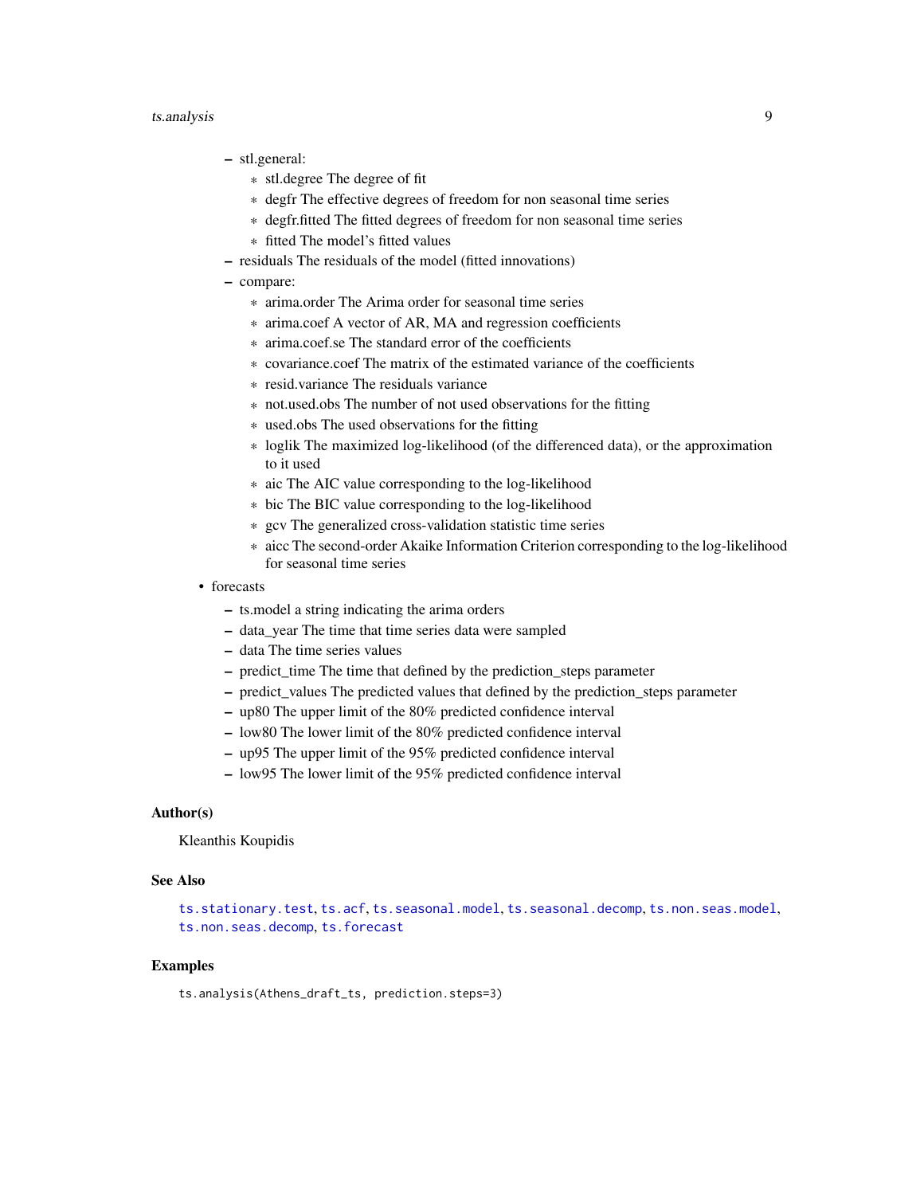- stl.general:
  - stl.degree The degree of fit
  - degfr The effective degrees of freedom for non seasonal time series
  - degfr.fitted The fitted degrees of freedom for non seasonal time series
  - fitted The model's fitted values
- residuals The residuals of the model (fitted innovations)
- compare:
  - arima.order The Arima order for seasonal time series
  - arima.coef A vector of AR, MA and regression coefficients
  - arima.coef.se The standard error of the coefficients
  - covariance.coef The matrix of the estimated variance of the coefficients
  - resid.variance The residuals variance
  - not.used.obs The number of not used observations for the fitting
  - used.obs The used observations for the fitting
  - loglik The maximized log-likelihood (of the differenced data), or the approximation to it used
  - aic The AIC value corresponding to the log-likelihood
  - bic The BIC value corresponding to the log-likelihood
  - gcv The generalized cross-validation statistic time series
  - aicc The second-order Akaike Information Criterion corresponding to the log-likelihood for seasonal time series

- forecasts
  - ts.model a string indicating the arima orders
  - data_year The time that time series data were sampled
  - data The time series values
  - predict_time The time that defined by the prediction_steps parameter
  - predict_values The predicted values that defined by the prediction_steps parameter
  - up80 The upper limit of the 80% predicted confidence interval
  - low80 The lower limit of the 80% predicted confidence interval
  - up95 The upper limit of the 95% predicted confidence interval
  - low95 The lower limit of the 95% predicted confidence interval

### Author(s)

Kleanthis Koupidis

### See Also

ts.stationary.test, ts.acf, ts.seasonal.model, ts.seasonal.decomp, ts.non.seas.model, ts.non.seas.decomp, ts.forecast

### Examples

```
ts.analysis(Athens_draft_ts, prediction.steps=3)
```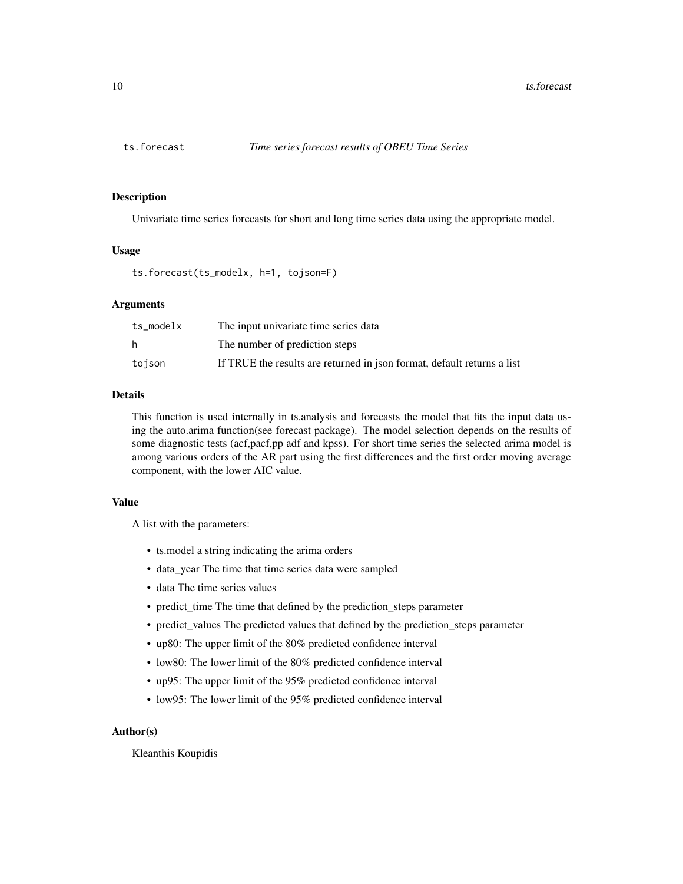## ts.forecast — *Time series forecast results of OBEU Time Series*

### Description

Univariate time series forecasts for short and long time series data using the appropriate model.

### Usage

```
ts.forecast(ts_modelx, h=1, tojson=F)
```

### Arguments

| | |
|---|---|
| ts_modelx | The input univariate time series data |
| h | The number of prediction steps |
| tojson | If TRUE the results are returned in json format, default returns a list |

### Details

This function is used internally in ts.analysis and forecasts the model that fits the input data using the auto.arima function(see forecast package). The model selection depends on the results of some diagnostic tests (acf,pacf,pp adf and kpss). For short time series the selected arima model is among various orders of the AR part using the first differences and the first order moving average component, with the lower AIC value.

### Value

A list with the parameters:

- ts.model a string indicating the arima orders
- data_year The time that time series data were sampled
- data The time series values
- predict_time The time that defined by the prediction_steps parameter
- predict_values The predicted values that defined by the prediction_steps parameter
- up80: The upper limit of the 80% predicted confidence interval
- low80: The lower limit of the 80% predicted confidence interval
- up95: The upper limit of the 95% predicted confidence interval
- low95: The lower limit of the 95% predicted confidence interval

### Author(s)

Kleanthis Koupidis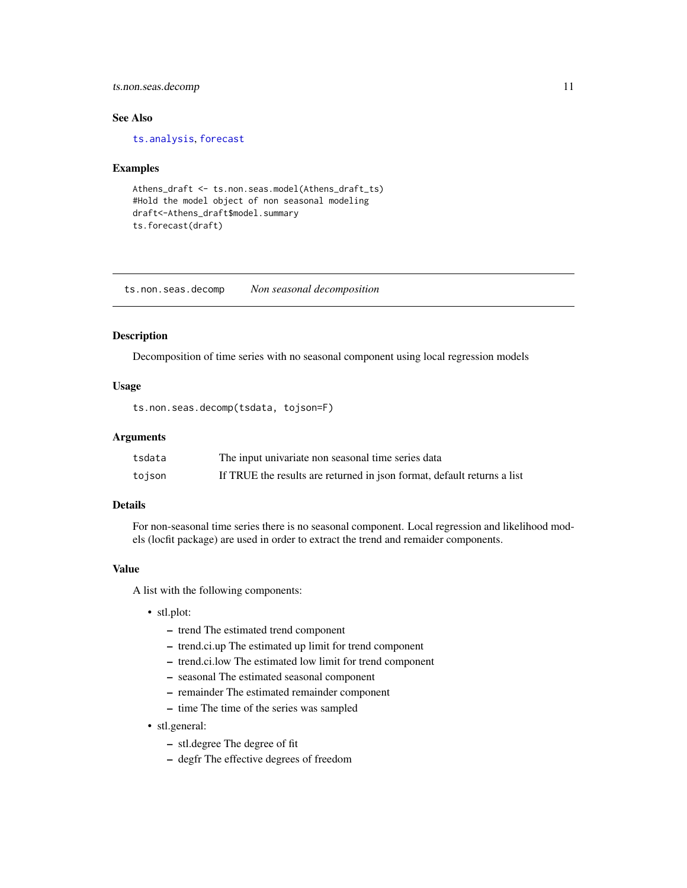### See Also

ts.analysis, forecast

### Examples

```
Athens_draft <- ts.non.seas.model(Athens_draft_ts)
#Hold the model object of non seasonal modeling
draft<-Athens_draft$model.summary
ts.forecast(draft)
```

---

## ts.non.seas.decomp *Non seasonal decomposition*

---

### Description

Decomposition of time series with no seasonal component using local regression models

### Usage

```
ts.non.seas.decomp(tsdata, tojson=F)
```

### Arguments

| | |
|---|---|
| tsdata | The input univariate non seasonal time series data |
| tojson | If TRUE the results are returned in json format, default returns a list |

### Details

For non-seasonal time series there is no seasonal component. Local regression and likelihood models (locfit package) are used in order to extract the trend and remaider components.

### Value

A list with the following components:

- stl.plot:
  - trend The estimated trend component
  - trend.ci.up The estimated up limit for trend component
  - trend.ci.low The estimated low limit for trend component
  - seasonal The estimated seasonal component
  - remainder The estimated remainder component
  - time The time of the series was sampled
- stl.general:
  - stl.degree The degree of fit
  - degfr The effective degrees of freedom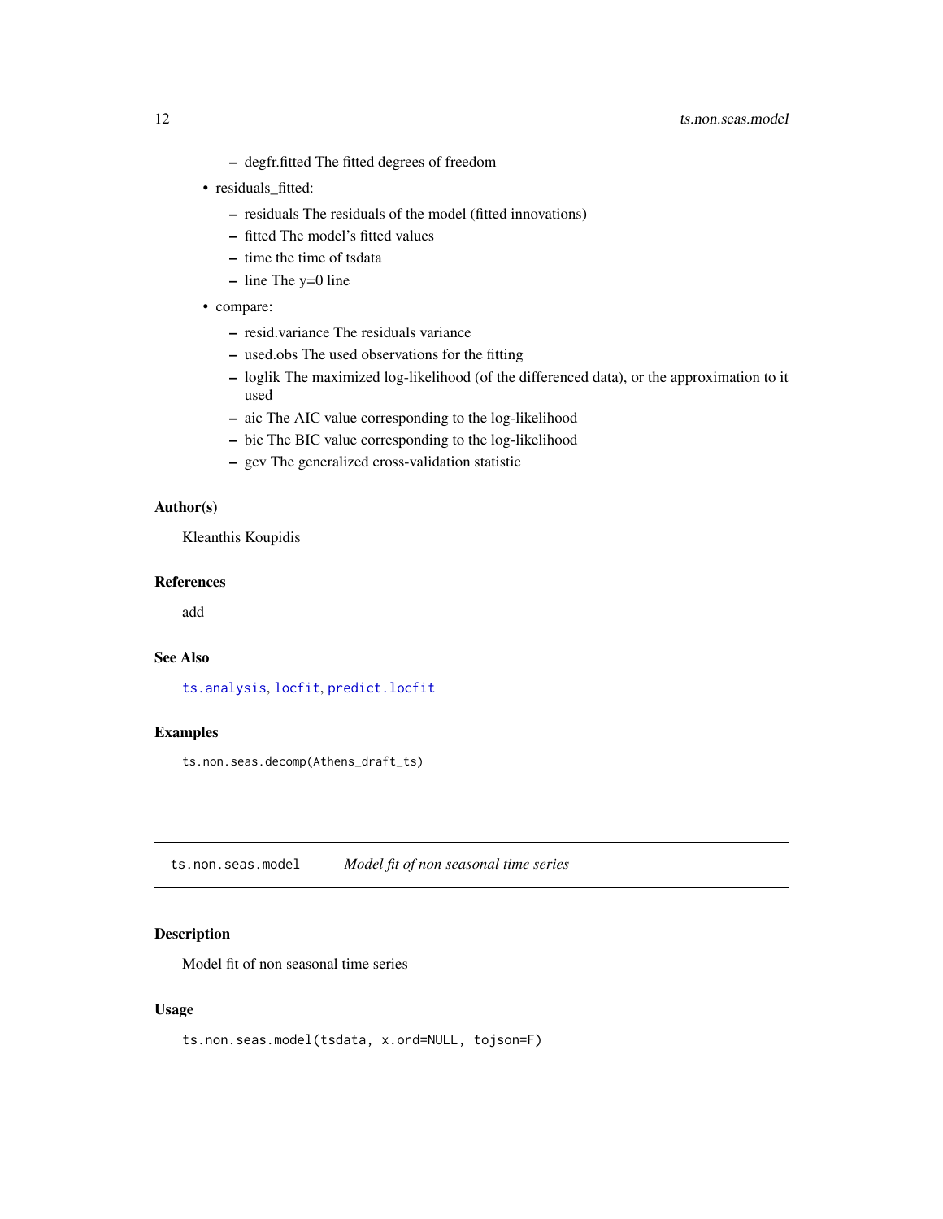- degfr.fitted The fitted degrees of freedom

- residuals_fitted:
  - residuals The residuals of the model (fitted innovations)
  - fitted The model's fitted values
  - time the time of tsdata
  - line The y=0 line
- compare:
  - resid.variance The residuals variance
  - used.obs The used observations for the fitting
  - loglik The maximized log-likelihood (of the differenced data), or the approximation to it used
  - aic The AIC value corresponding to the log-likelihood
  - bic The BIC value corresponding to the log-likelihood
  - gcv The generalized cross-validation statistic

### Author(s)

Kleanthis Koupidis

### References

add

### See Also

ts.analysis, locfit, predict.locfit

### Examples

```
ts.non.seas.decomp(Athens_draft_ts)
```

---

## ts.non.seas.model &nbsp;&nbsp;&nbsp; *Model fit of non seasonal time series*

---

### Description

Model fit of non seasonal time series

### Usage

```
ts.non.seas.model(tsdata, x.ord=NULL, tojson=F)
```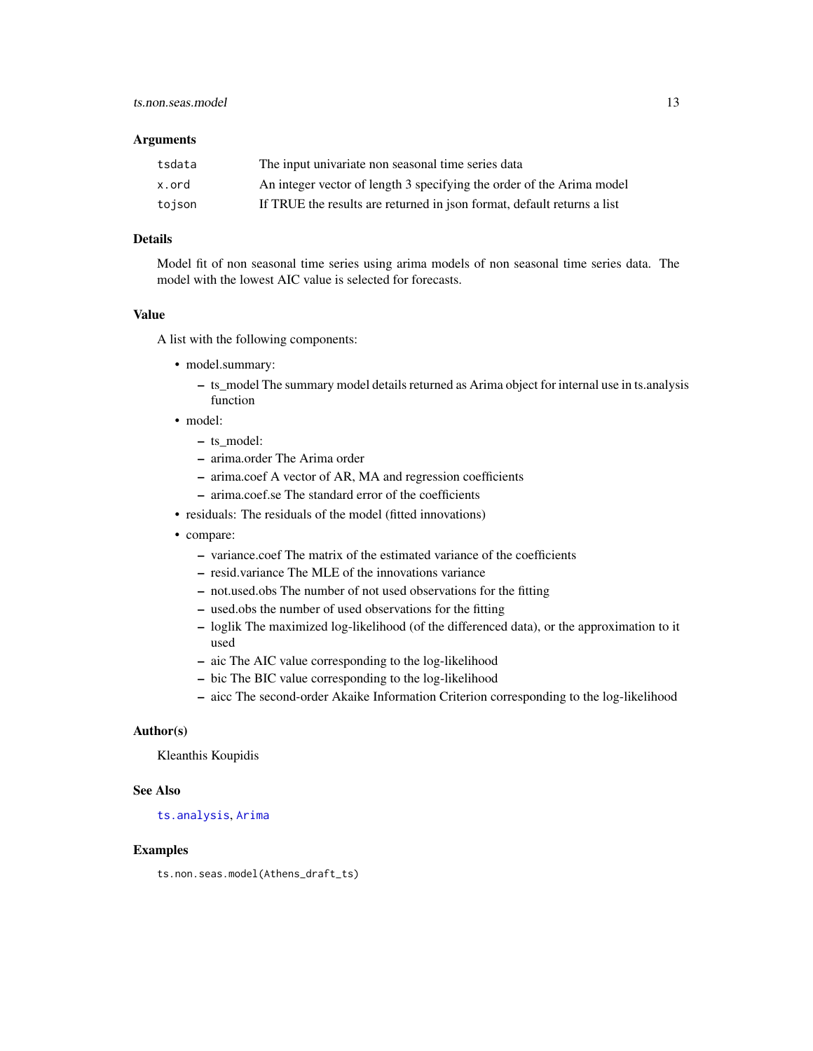### Arguments

| | |
|---|---|
| tsdata | The input univariate non seasonal time series data |
| x.ord | An integer vector of length 3 specifying the order of the Arima model |
| tojson | If TRUE the results are returned in json format, default returns a list |

### Details

Model fit of non seasonal time series using arima models of non seasonal time series data. The model with the lowest AIC value is selected for forecasts.

### Value

A list with the following components:

- model.summary:
  - ts_model The summary model details returned as Arima object for internal use in ts.analysis function
- model:
  - ts_model:
  - arima.order The Arima order
  - arima.coef A vector of AR, MA and regression coefficients
  - arima.coef.se The standard error of the coefficients
- residuals: The residuals of the model (fitted innovations)
- compare:
  - variance.coef The matrix of the estimated variance of the coefficients
  - resid.variance The MLE of the innovations variance
  - not.used.obs The number of not used observations for the fitting
  - used.obs the number of used observations for the fitting
  - loglik The maximized log-likelihood (of the differenced data), or the approximation to it used
  - aic The AIC value corresponding to the log-likelihood
  - bic The BIC value corresponding to the log-likelihood
  - aicc The second-order Akaike Information Criterion corresponding to the log-likelihood

### Author(s)

Kleanthis Koupidis

### See Also

ts.analysis, Arima

### Examples

```
ts.non.seas.model(Athens_draft_ts)
```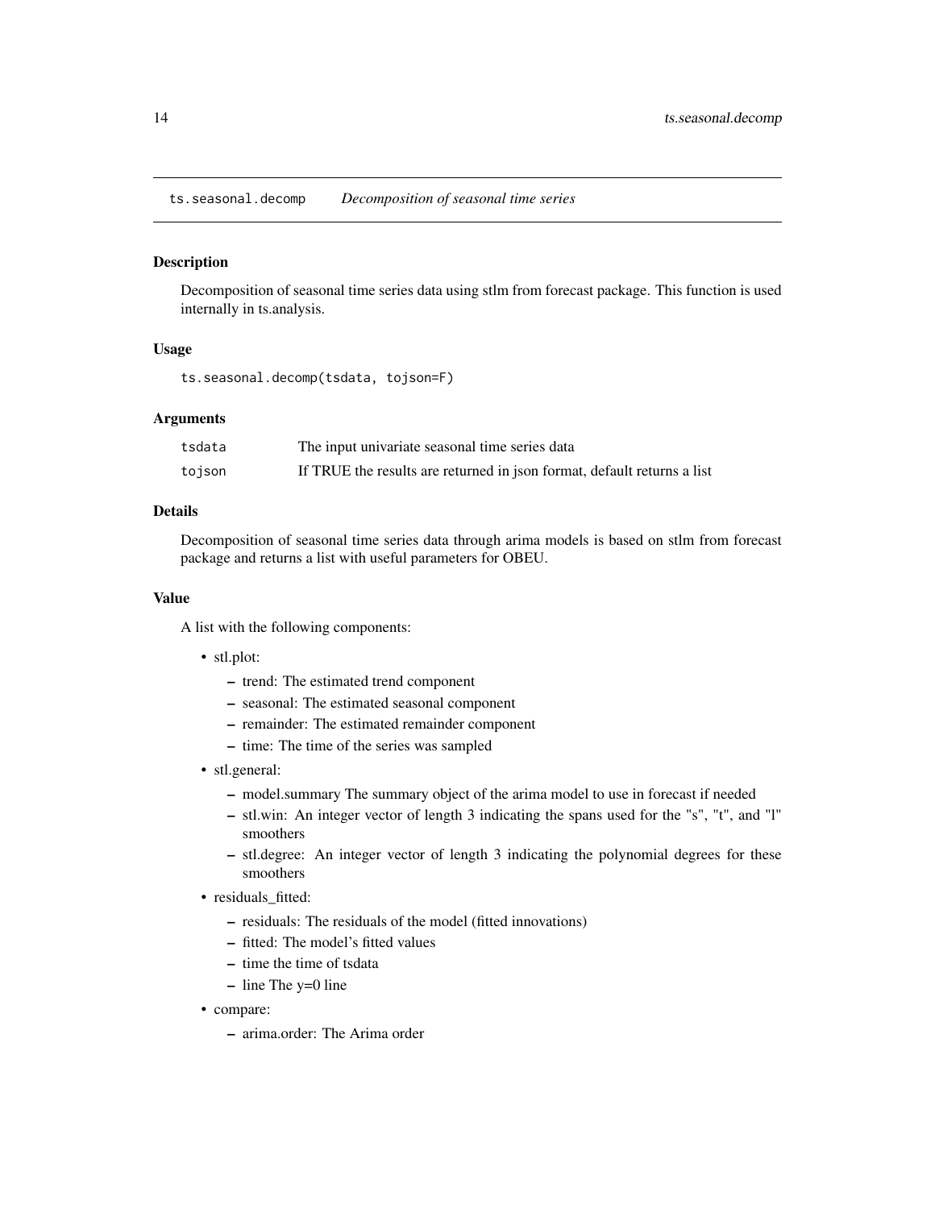## ts.seasonal.decomp *Decomposition of seasonal time series*

### Description

Decomposition of seasonal time series data using stlm from forecast package. This function is used internally in ts.analysis.

### Usage

```
ts.seasonal.decomp(tsdata, tojson=F)
```

### Arguments

| | |
|---|---|
| tsdata | The input univariate seasonal time series data |
| tojson | If TRUE the results are returned in json format, default returns a list |

### Details

Decomposition of seasonal time series data through arima models is based on stlm from forecast package and returns a list with useful parameters for OBEU.

### Value

A list with the following components:

- stl.plot:
  - trend: The estimated trend component
  - seasonal: The estimated seasonal component
  - remainder: The estimated remainder component
  - time: The time of the series was sampled
- stl.general:
  - model.summary The summary object of the arima model to use in forecast if needed
  - stl.win: An integer vector of length 3 indicating the spans used for the "s", "t", and "l" smoothers
  - stl.degree: An integer vector of length 3 indicating the polynomial degrees for these smoothers
- residuals_fitted:
  - residuals: The residuals of the model (fitted innovations)
  - fitted: The model's fitted values
  - time the time of tsdata
  - line The y=0 line
- compare:
  - arima.order: The Arima order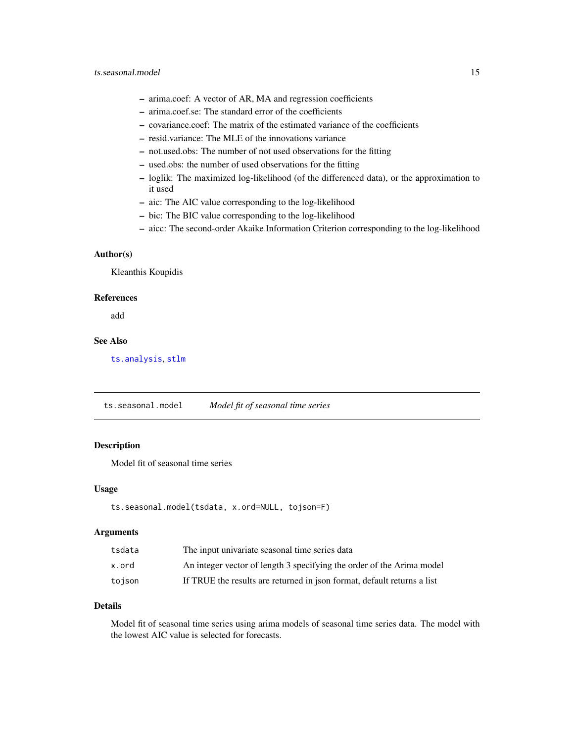- arima.coef: A vector of AR, MA and regression coefficients
- arima.coef.se: The standard error of the coefficients
- covariance.coef: The matrix of the estimated variance of the coefficients
- resid.variance: The MLE of the innovations variance
- not.used.obs: The number of not used observations for the fitting
- used.obs: the number of used observations for the fitting
- loglik: The maximized log-likelihood (of the differenced data), or the approximation to it used
- aic: The AIC value corresponding to the log-likelihood
- bic: The BIC value corresponding to the log-likelihood
- aicc: The second-order Akaike Information Criterion corresponding to the log-likelihood

### Author(s)

Kleanthis Koupidis

### References

add

### See Also

`ts.analysis`, `stlm`

---

## `ts.seasonal.model` *Model fit of seasonal time series*

---

### Description

Model fit of seasonal time series

### Usage

```
ts.seasonal.model(tsdata, x.ord=NULL, tojson=F)
```

### Arguments

| | |
|---|---|
| `tsdata` | The input univariate seasonal time series data |
| `x.ord` | An integer vector of length 3 specifying the order of the Arima model |
| `tojson` | If TRUE the results are returned in json format, default returns a list |

### Details

Model fit of seasonal time series using arima models of seasonal time series data. The model with the lowest AIC value is selected for forecasts.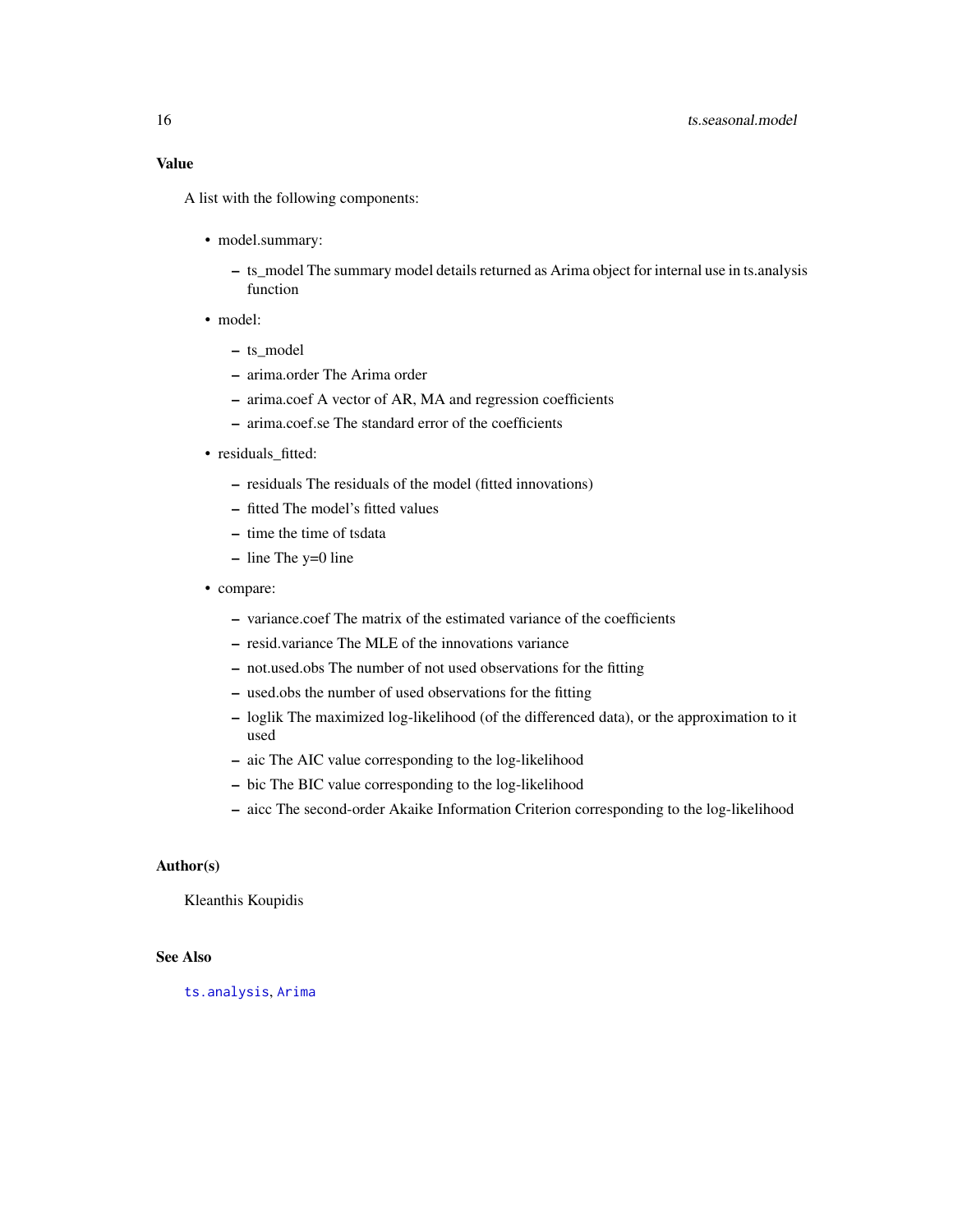### Value

A list with the following components:

- model.summary:
  - ts_model The summary model details returned as Arima object for internal use in ts.analysis function
- model:
  - ts_model
  - arima.order The Arima order
  - arima.coef A vector of AR, MA and regression coefficients
  - arima.coef.se The standard error of the coefficients
- residuals_fitted:
  - residuals The residuals of the model (fitted innovations)
  - fitted The model's fitted values
  - time the time of tsdata
  - line The y=0 line
- compare:
  - variance.coef The matrix of the estimated variance of the coefficients
  - resid.variance The MLE of the innovations variance
  - not.used.obs The number of not used observations for the fitting
  - used.obs the number of used observations for the fitting
  - loglik The maximized log-likelihood (of the differenced data), or the approximation to it used
  - aic The AIC value corresponding to the log-likelihood
  - bic The BIC value corresponding to the log-likelihood
  - aicc The second-order Akaike Information Criterion corresponding to the log-likelihood

### Author(s)

Kleanthis Koupidis

### See Also

`ts.analysis`, `Arima`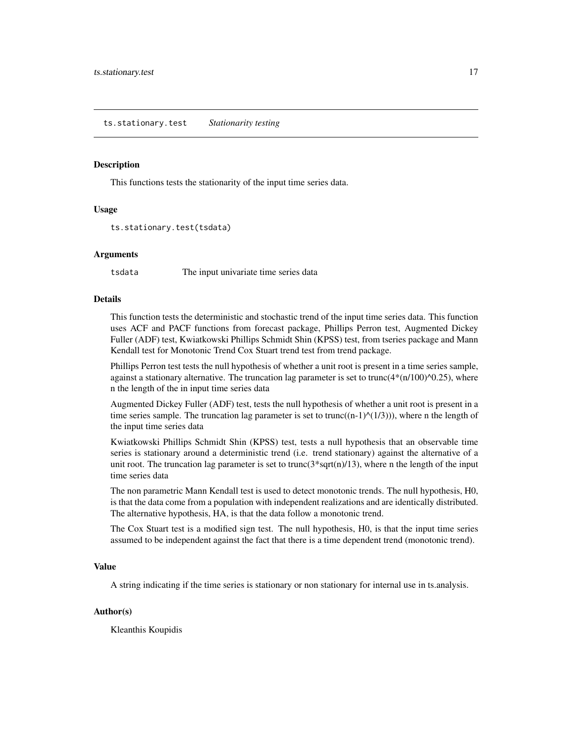## ts.stationary.test *Stationarity testing*

### Description

This functions tests the stationarity of the input time series data.

### Usage

```
ts.stationary.test(tsdata)
```

### Arguments

| | |
|---|---|
| tsdata | The input univariate time series data |

### Details

This function tests the deterministic and stochastic trend of the input time series data. This function uses ACF and PACF functions from forecast package, Phillips Perron test, Augmented Dickey Fuller (ADF) test, Kwiatkowski Phillips Schmidt Shin (KPSS) test, from tseries package and Mann Kendall test for Monotonic Trend Cox Stuart trend test from trend package.

Phillips Perron test tests the null hypothesis of whether a unit root is present in a time series sample, against a stationary alternative. The truncation lag parameter is set to trunc(4*(n/100)^0.25), where n the length of the in input time series data

Augmented Dickey Fuller (ADF) test, tests the null hypothesis of whether a unit root is present in a time series sample. The truncation lag parameter is set to trunc((n-1)^(1/3))), where n the length of the input time series data

Kwiatkowski Phillips Schmidt Shin (KPSS) test, tests a null hypothesis that an observable time series is stationary around a deterministic trend (i.e. trend stationary) against the alternative of a unit root. The truncation lag parameter is set to trunc(3*sqrt(n)/13), where n the length of the input time series data

The non parametric Mann Kendall test is used to detect monotonic trends. The null hypothesis, H0, is that the data come from a population with independent realizations and are identically distributed. The alternative hypothesis, HA, is that the data follow a monotonic trend.

The Cox Stuart test is a modified sign test. The null hypothesis, H0, is that the input time series assumed to be independent against the fact that there is a time dependent trend (monotonic trend).

### Value

A string indicating if the time series is stationary or non stationary for internal use in ts.analysis.

### Author(s)

Kleanthis Koupidis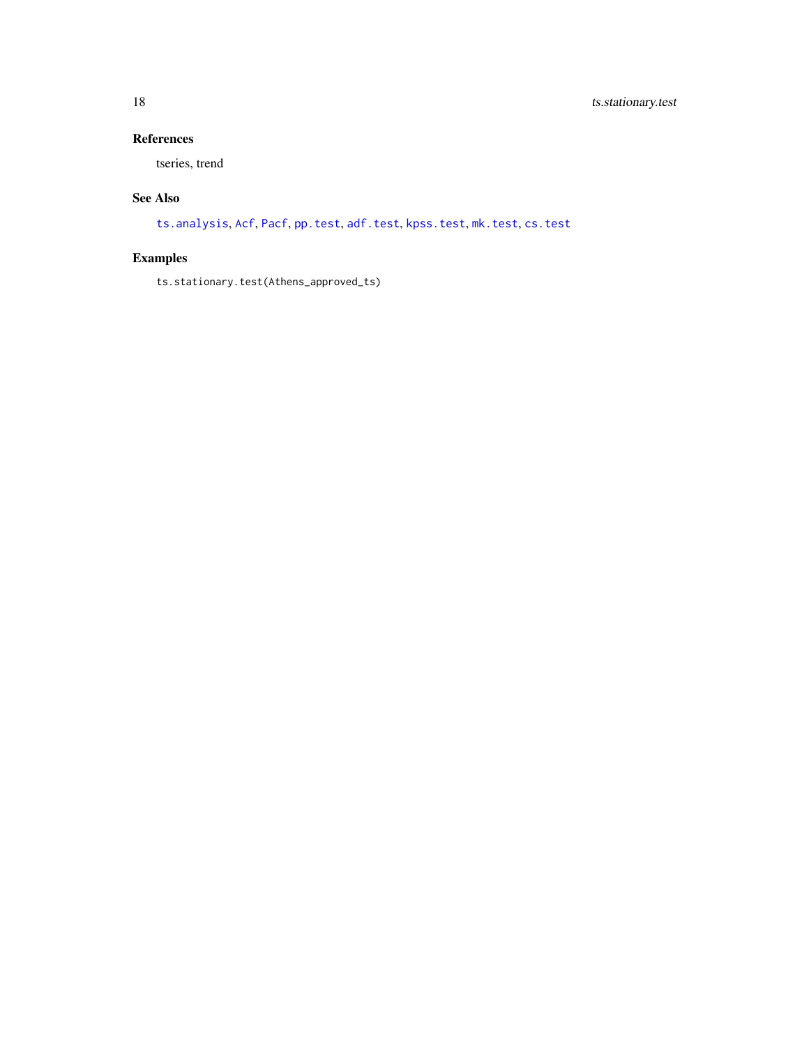## References

tseries, trend

## See Also

`ts.analysis`, `Acf`, `Pacf`, `pp.test`, `adf.test`, `kpss.test`, `mk.test`, `cs.test`

## Examples

```
ts.stationary.test(Athens_approved_ts)
```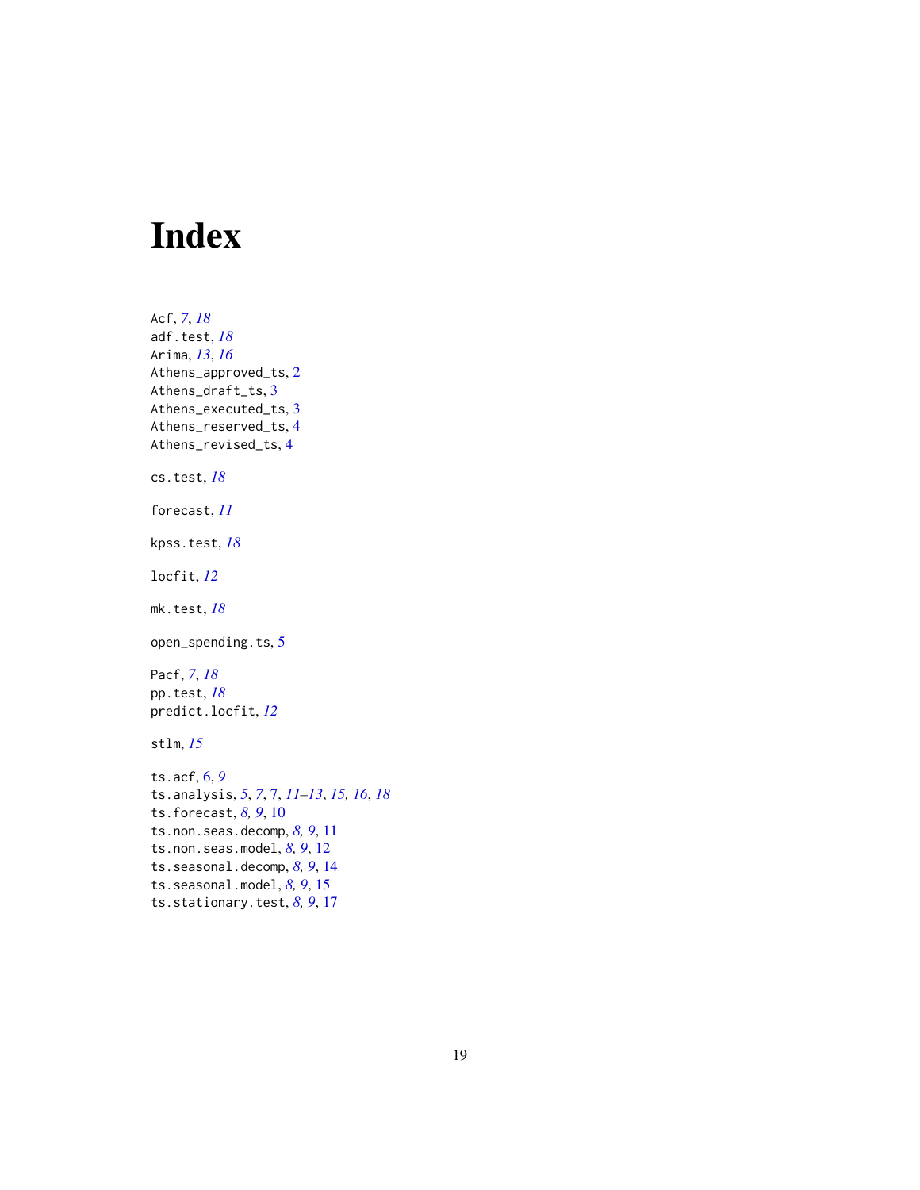# Index

Acf, *7*, *18*
adf.test, *18*
Arima, *13*, *16*
Athens_approved_ts, 2
Athens_draft_ts, 3
Athens_executed_ts, 3
Athens_reserved_ts, 4
Athens_revised_ts, 4

cs.test, *18*

forecast, *11*

kpss.test, *18*

locfit, *12*

mk.test, *18*

open_spending.ts, 5

Pacf, *7*, *18*
pp.test, *18*
predict.locfit, *12*

stlm, *15*

ts.acf, 6, *9*
ts.analysis, *5*, *7*, 7, *11–13*, *15, 16*, *18*
ts.forecast, *8*, *9*, 10
ts.non.seas.decomp, *8, 9*, 11
ts.non.seas.model, *8, 9*, 12
ts.seasonal.decomp, *8, 9*, 14
ts.seasonal.model, *8, 9*, 15
ts.stationary.test, *8, 9*, 17